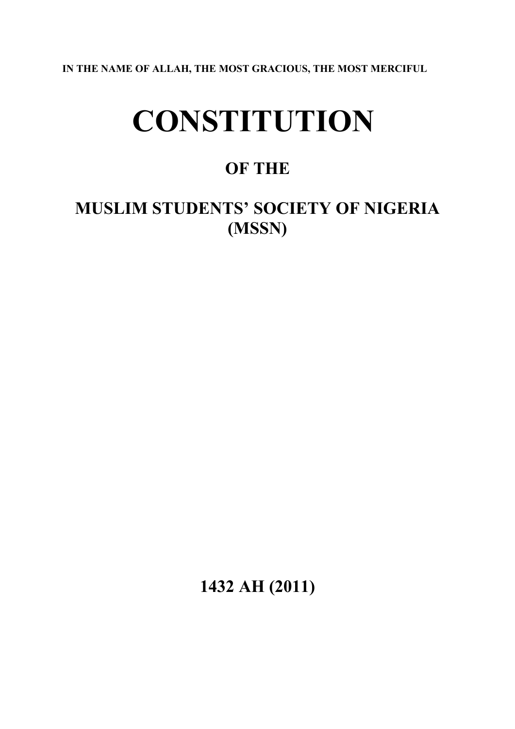**IN THE NAME OF ALLAH, THE MOST GRACIOUS, THE MOST MERCIFUL**

# CONSTITUTION

## OF THE

## MUSLIM STUDENTS' SOCIETY OF NIGERIA (MSSN)

## 1432 AH (2011)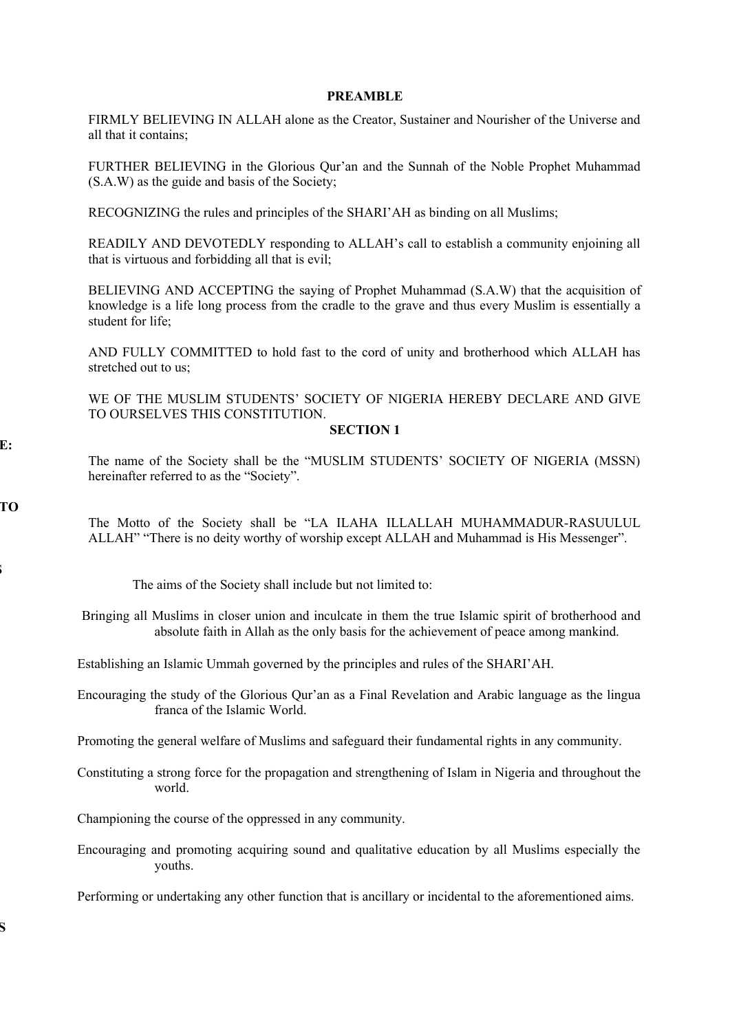# PREAMBLE

FIRMLY BELIEVING IN ALLAH alone as the Creator, Sustainer and Nourisher of the Universe and all that it contains;

FURTHER BELIEVING in the Glorious Qur'an and the Sunnah of the Noble Prophet Muhammad (S.A.W) as the guide and basis of the Society;

RECOGNIZING the rules and principles of the SHARI'AH as binding on all Muslims;

READILY AND DEVOTEDLY responding to ALLAH's call to establish a community enjoining all that is virtuous and forbidding all that is evil;

BELIEVING AND ACCEPTING the saying of Prophet Muhammad (S.A.W) that the acquisition of knowledge is a life long process from the cradle to the grave and thus every Muslim is essentially a student for life;

AND FULLY COMMITTED to hold fast to the cord of unity and brotherhood which ALLAH has stretched out to us;

WE OF THE MUSLIM STUDENTS' SOCIETY OF NIGERIA HEREBY DECLARE AND GIVE TO OURSELVES THIS CONSTITUTION.

## SECTION 1

**E:**

The name of the Society shall be the "MUSLIM STUDENTS' SOCIETY OF NIGERIA (MSSN) hereinafter referred to as the "Society".

**TO**

The Motto of the Society shall be "LA ILAHA ILLALLAH MUHAMMADUR-RASUULUL ALLAH" "There is no deity worthy of worship except ALLAH and Muhammad is His Messenger".

**S**

The aims of the Society shall include but not limited to:

Bringing all Muslims in closer union and inculcate in them the true Islamic spirit of brotherhood and absolute faith in Allah as the only basis for the achievement of peace among mankind.

Establishing an Islamic Ummah governed by the principles and rules of the SHARI'AH.

Encouraging the study of the Glorious Qur'an as a Final Revelation and Arabic language as the lingua franca of the Islamic World.

Promoting the general welfare of Muslims and safeguard their fundamental rights in any community.

Constituting a strong force for the propagation and strengthening of Islam in Nigeria and throughout the world.

Championing the course of the oppressed in any community.

Encouraging and promoting acquiring sound and qualitative education by all Muslims especially the youths.

Performing or undertaking any other function that is ancillary or incidental to the aforementioned aims.

**S**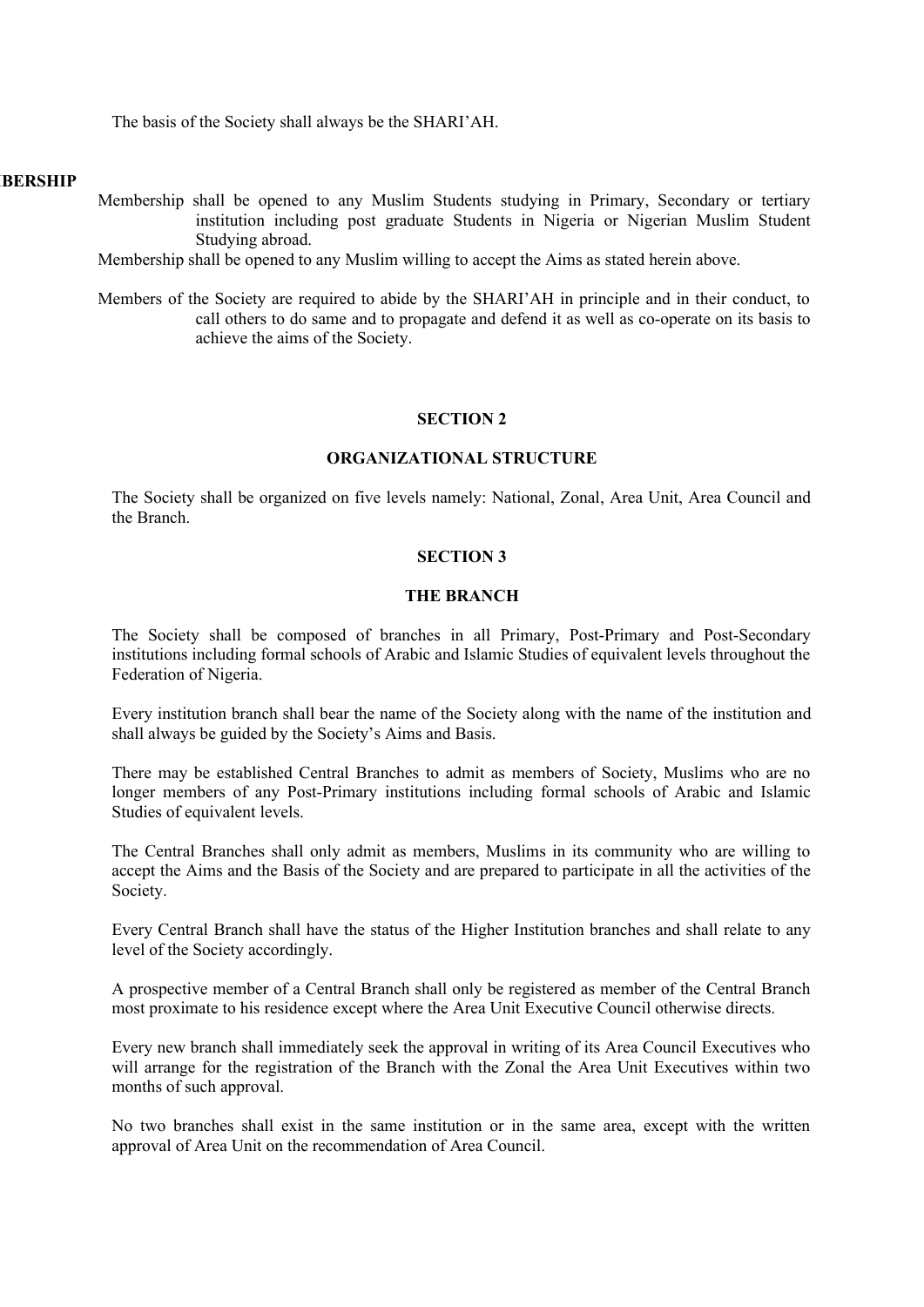The basis of the Society shall always be the SHARI'AH.

**BERSHIP**

Membership shall be opened to any Muslim Students studying in Primary, Secondary or tertiary institution including post graduate Students in Nigeria or Nigerian Muslim Student Studying abroad.

Membership shall be opened to any Muslim willing to accept the Aims as stated herein above.

Members of the Society are required to abide by the SHARI'AH in principle and in their conduct, to call others to do same and to propagate and defend it as well as co-operate on its basis to achieve the aims of the Society.

## SECTION 2

## ORGANIZATIONAL STRUCTURE

The Society shall be organized on five levels namely: National, Zonal, Area Unit, Area Council and the Branch.

## SECTION 3

## THE BRANCH

The Society shall be composed of branches in all Primary, Post-Primary and Post-Secondary institutions including formal schools of Arabic and Islamic Studies of equivalent levels throughout the Federation of Nigeria.

Every institution branch shall bear the name of the Society along with the name of the institution and shall always be guided by the Society's Aims and Basis.

There may be established Central Branches to admit as members of Society, Muslims who are no longer members of any Post-Primary institutions including formal schools of Arabic and Islamic Studies of equivalent levels.

The Central Branches shall only admit as members, Muslims in its community who are willing to accept the Aims and the Basis of the Society and are prepared to participate in all the activities of the Society.

Every Central Branch shall have the status of the Higher Institution branches and shall relate to any level of the Society accordingly.

A prospective member of a Central Branch shall only be registered as member of the Central Branch most proximate to his residence except where the Area Unit Executive Council otherwise directs.

Every new branch shall immediately seek the approval in writing of its Area Council Executives who will arrange for the registration of the Branch with the Zonal the Area Unit Executives within two months of such approval.

No two branches shall exist in the same institution or in the same area, except with the written approval of Area Unit on the recommendation of Area Council.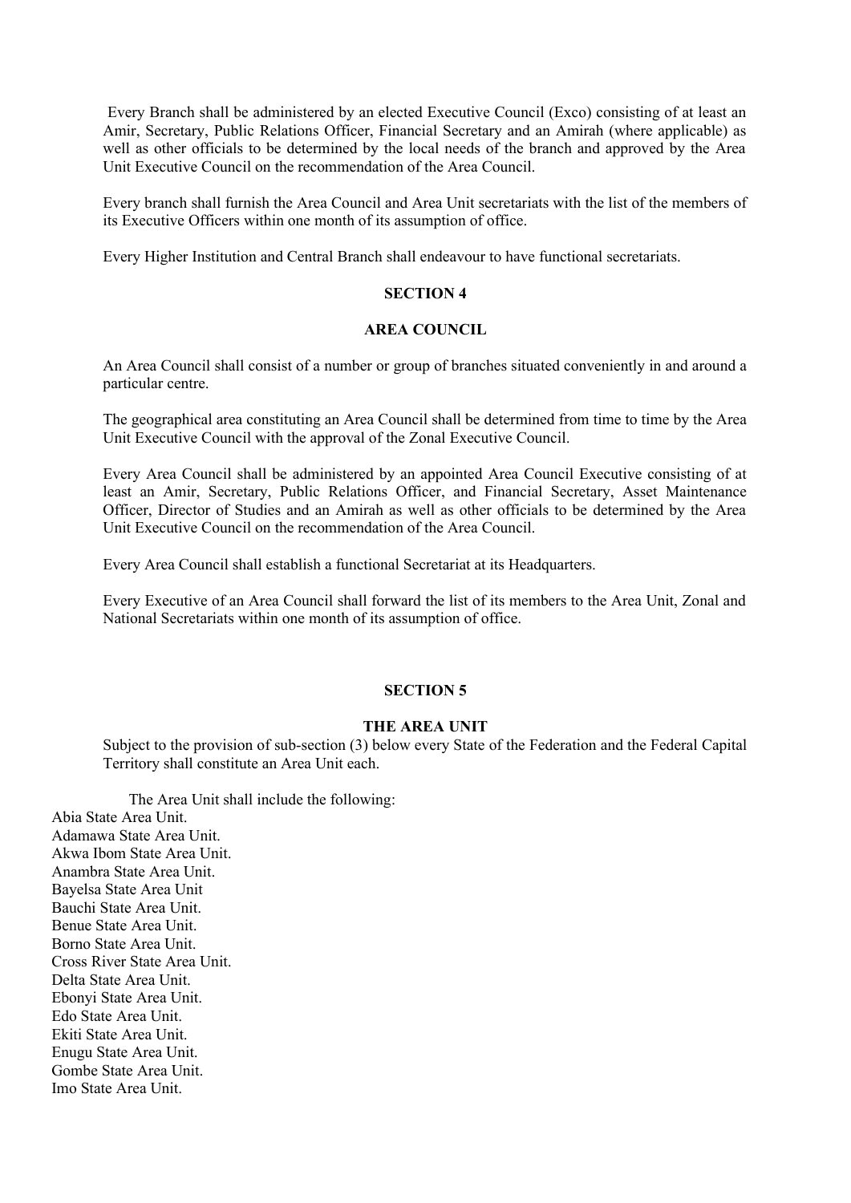Every Branch shall be administered by an elected Executive Council (Exco) consisting of at least an Amir, Secretary, Public Relations Officer, Financial Secretary and an Amirah (where applicable) as well as other officials to be determined by the local needs of the branch and approved by the Area Unit Executive Council on the recommendation of the Area Council.

Every branch shall furnish the Area Council and Area Unit secretariats with the list of the members of its Executive Officers within one month of its assumption of office.

Every Higher Institution and Central Branch shall endeavour to have functional secretariats.

## SECTION 4

## AREA COUNCIL

An Area Council shall consist of a number or group of branches situated conveniently in and around a particular centre.

The geographical area constituting an Area Council shall be determined from time to time by the Area Unit Executive Council with the approval of the Zonal Executive Council.

Every Area Council shall be administered by an appointed Area Council Executive consisting of at least an Amir, Secretary, Public Relations Officer, and Financial Secretary, Asset Maintenance Officer, Director of Studies and an Amirah as well as other officials to be determined by the Area Unit Executive Council on the recommendation of the Area Council.

Every Area Council shall establish a functional Secretariat at its Headquarters.

Every Executive of an Area Council shall forward the list of its members to the Area Unit, Zonal and National Secretariats within one month of its assumption of office.

## SECTION 5

## THE AREA UNIT

Subject to the provision of sub-section (3) below every State of the Federation and the Federal Capital Territory shall constitute an Area Unit each.

The Area Unit shall include the following:

Abia State Area Unit.
Adamawa State Area Unit.
Akwa Ibom State Area Unit.
Anambra State Area Unit.
Bayelsa State Area Unit
Bauchi State Area Unit.
Benue State Area Unit.
Borno State Area Unit.
Cross River State Area Unit.
Delta State Area Unit.
Ebonyi State Area Unit.
Edo State Area Unit.
Ekiti State Area Unit.
Enugu State Area Unit.
Gombe State Area Unit.
Imo State Area Unit.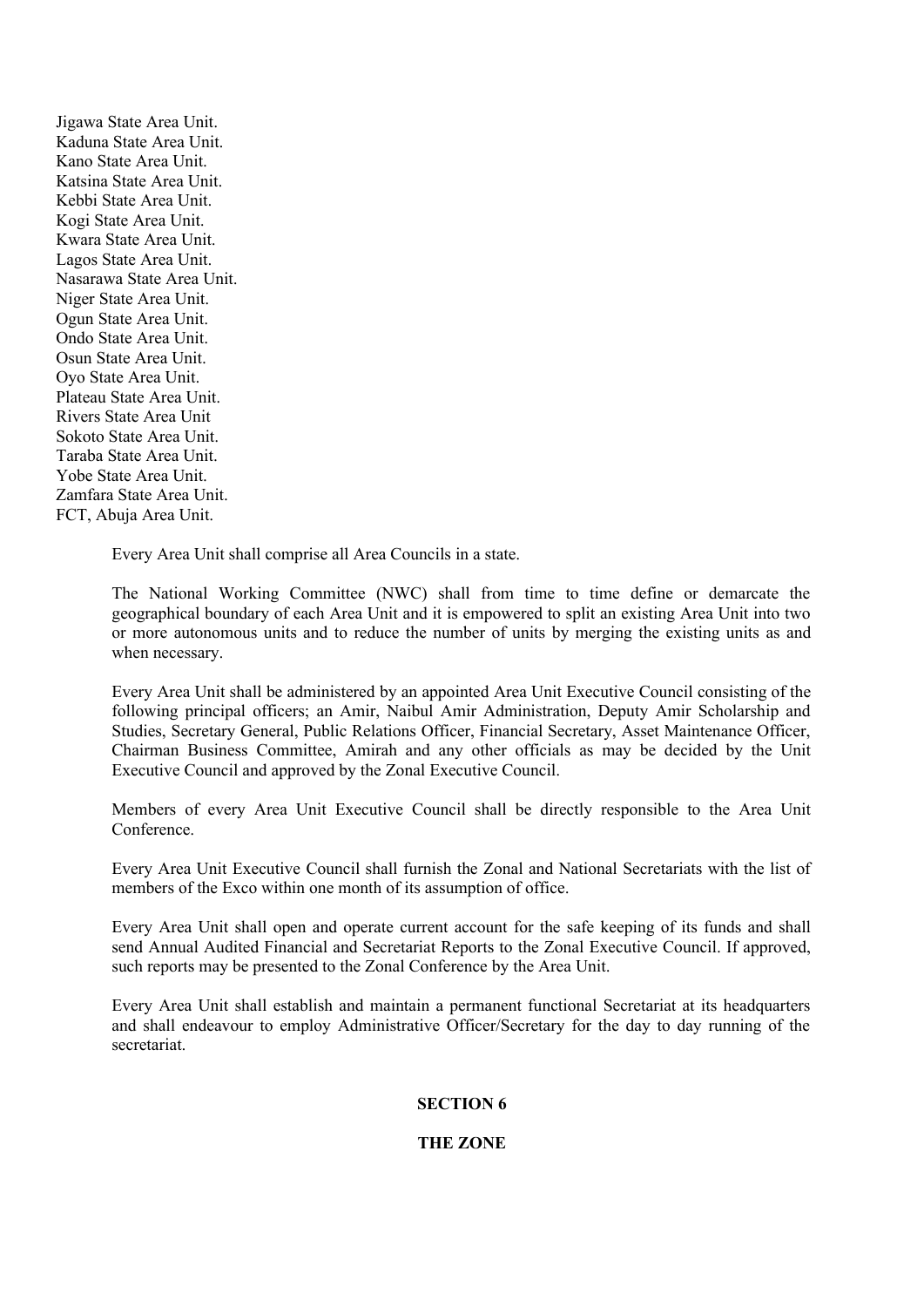Jigawa State Area Unit.
Kaduna State Area Unit.
Kano State Area Unit.
Katsina State Area Unit.
Kebbi State Area Unit.
Kogi State Area Unit.
Kwara State Area Unit.
Lagos State Area Unit.
Nasarawa State Area Unit.
Niger State Area Unit.
Ogun State Area Unit.
Ondo State Area Unit.
Osun State Area Unit.
Oyo State Area Unit.
Plateau State Area Unit.
Rivers State Area Unit
Sokoto State Area Unit.
Taraba State Area Unit.
Yobe State Area Unit.
Zamfara State Area Unit.
FCT, Abuja Area Unit.

Every Area Unit shall comprise all Area Councils in a state.

The National Working Committee (NWC) shall from time to time define or demarcate the geographical boundary of each Area Unit and it is empowered to split an existing Area Unit into two or more autonomous units and to reduce the number of units by merging the existing units as and when necessary.

Every Area Unit shall be administered by an appointed Area Unit Executive Council consisting of the following principal officers; an Amir, Naibul Amir Administration, Deputy Amir Scholarship and Studies, Secretary General, Public Relations Officer, Financial Secretary, Asset Maintenance Officer, Chairman Business Committee, Amirah and any other officials as may be decided by the Unit Executive Council and approved by the Zonal Executive Council.

Members of every Area Unit Executive Council shall be directly responsible to the Area Unit Conference.

Every Area Unit Executive Council shall furnish the Zonal and National Secretariats with the list of members of the Exco within one month of its assumption of office.

Every Area Unit shall open and operate current account for the safe keeping of its funds and shall send Annual Audited Financial and Secretariat Reports to the Zonal Executive Council. If approved, such reports may be presented to the Zonal Conference by the Area Unit.

Every Area Unit shall establish and maintain a permanent functional Secretariat at its headquarters and shall endeavour to employ Administrative Officer/Secretary for the day to day running of the secretariat.

## SECTION 6

## THE ZONE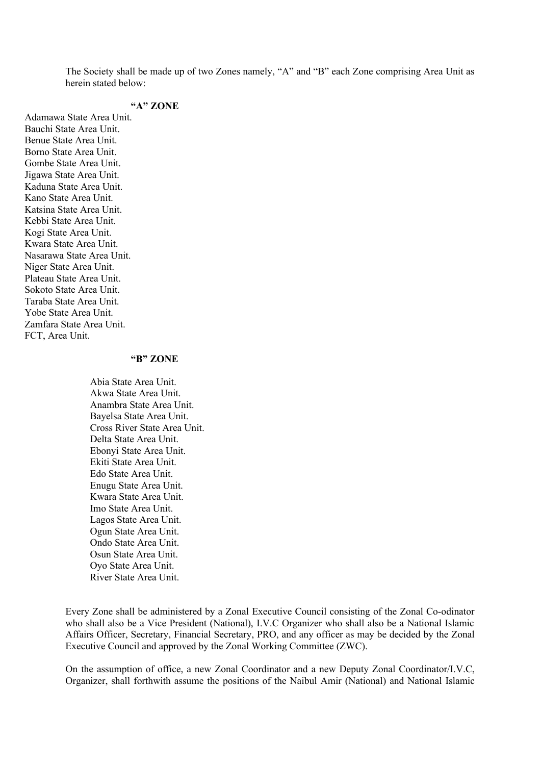The Society shall be made up of two Zones namely, "A" and "B" each Zone comprising Area Unit as herein stated below:

**"A" ZONE**

Adamawa State Area Unit.
Bauchi State Area Unit.
Benue State Area Unit.
Borno State Area Unit.
Gombe State Area Unit.
Jigawa State Area Unit.
Kaduna State Area Unit.
Kano State Area Unit.
Katsina State Area Unit.
Kebbi State Area Unit.
Kogi State Area Unit.
Kwara State Area Unit.
Nasarawa State Area Unit.
Niger State Area Unit.
Plateau State Area Unit.
Sokoto State Area Unit.
Taraba State Area Unit.
Yobe State Area Unit.
Zamfara State Area Unit.
FCT, Area Unit.

**"B" ZONE**

Abia State Area Unit.
Akwa State Area Unit.
Anambra State Area Unit.
Bayelsa State Area Unit.
Cross River State Area Unit.
Delta State Area Unit.
Ebonyi State Area Unit.
Ekiti State Area Unit.
Edo State Area Unit.
Enugu State Area Unit.
Kwara State Area Unit.
Imo State Area Unit.
Lagos State Area Unit.
Ogun State Area Unit.
Ondo State Area Unit.
Osun State Area Unit.
Oyo State Area Unit.
River State Area Unit.

Every Zone shall be administered by a Zonal Executive Council consisting of the Zonal Co-odinator who shall also be a Vice President (National), I.V.C Organizer who shall also be a National Islamic Affairs Officer, Secretary, Financial Secretary, PRO, and any officer as may be decided by the Zonal Executive Council and approved by the Zonal Working Committee (ZWC).

On the assumption of office, a new Zonal Coordinator and a new Deputy Zonal Coordinator/I.V.C, Organizer, shall forthwith assume the positions of the Naibul Amir (National) and National Islamic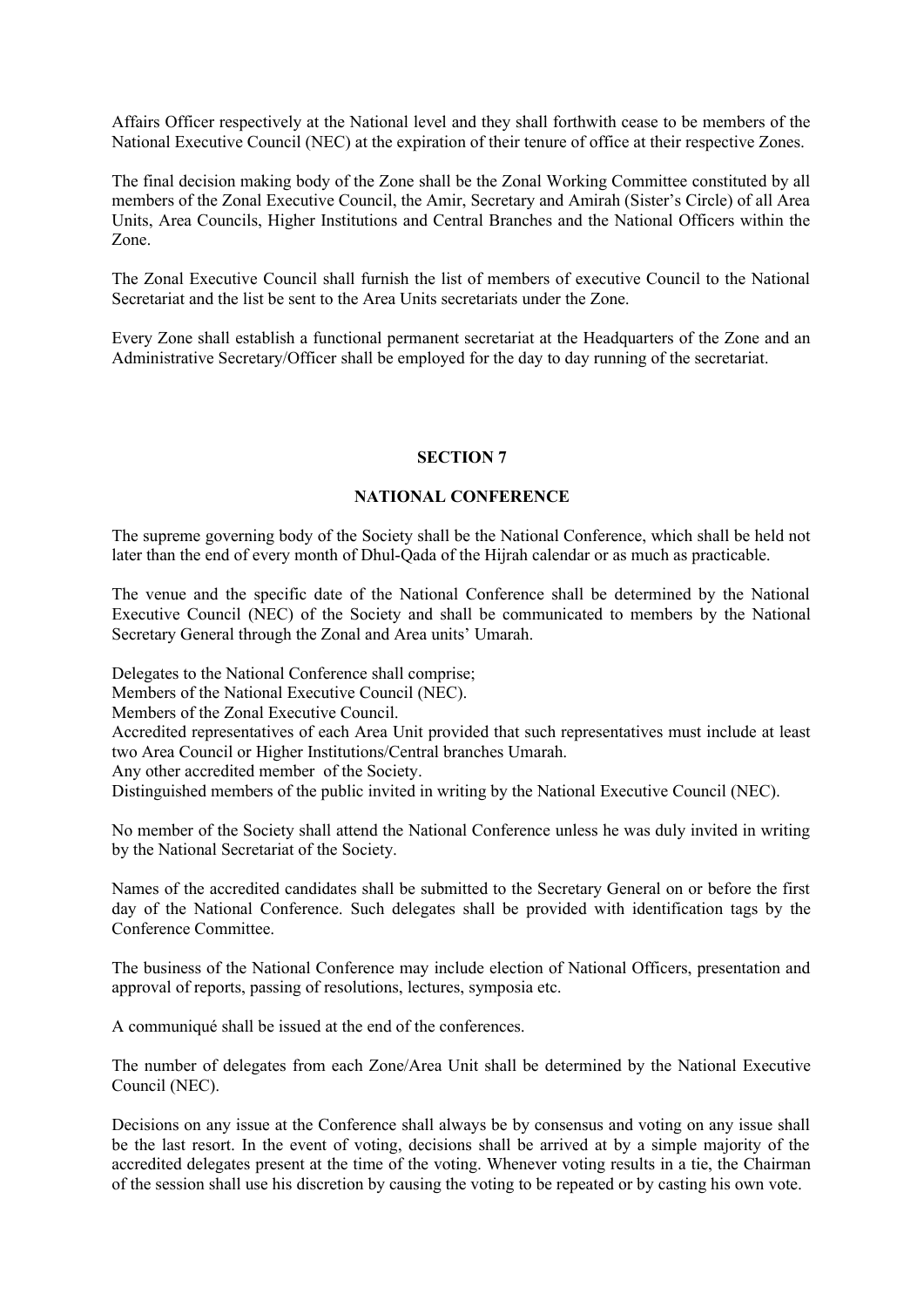Affairs Officer respectively at the National level and they shall forthwith cease to be members of the National Executive Council (NEC) at the expiration of their tenure of office at their respective Zones.

The final decision making body of the Zone shall be the Zonal Working Committee constituted by all members of the Zonal Executive Council, the Amir, Secretary and Amirah (Sister's Circle) of all Area Units, Area Councils, Higher Institutions and Central Branches and the National Officers within the Zone.

The Zonal Executive Council shall furnish the list of members of executive Council to the National Secretariat and the list be sent to the Area Units secretariats under the Zone.

Every Zone shall establish a functional permanent secretariat at the Headquarters of the Zone and an Administrative Secretary/Officer shall be employed for the day to day running of the secretariat.

## SECTION 7

## NATIONAL CONFERENCE

The supreme governing body of the Society shall be the National Conference, which shall be held not later than the end of every month of Dhul-Qada of the Hijrah calendar or as much as practicable.

The venue and the specific date of the National Conference shall be determined by the National Executive Council (NEC) of the Society and shall be communicated to members by the National Secretary General through the Zonal and Area units' Umarah.

Delegates to the National Conference shall comprise;
Members of the National Executive Council (NEC).
Members of the Zonal Executive Council.
Accredited representatives of each Area Unit provided that such representatives must include at least two Area Council or Higher Institutions/Central branches Umarah.
Any other accredited member of the Society.
Distinguished members of the public invited in writing by the National Executive Council (NEC).

No member of the Society shall attend the National Conference unless he was duly invited in writing by the National Secretariat of the Society.

Names of the accredited candidates shall be submitted to the Secretary General on or before the first day of the National Conference. Such delegates shall be provided with identification tags by the Conference Committee.

The business of the National Conference may include election of National Officers, presentation and approval of reports, passing of resolutions, lectures, symposia etc.

A communiqué shall be issued at the end of the conferences.

The number of delegates from each Zone/Area Unit shall be determined by the National Executive Council (NEC).

Decisions on any issue at the Conference shall always be by consensus and voting on any issue shall be the last resort. In the event of voting, decisions shall be arrived at by a simple majority of the accredited delegates present at the time of the voting. Whenever voting results in a tie, the Chairman of the session shall use his discretion by causing the voting to be repeated or by casting his own vote.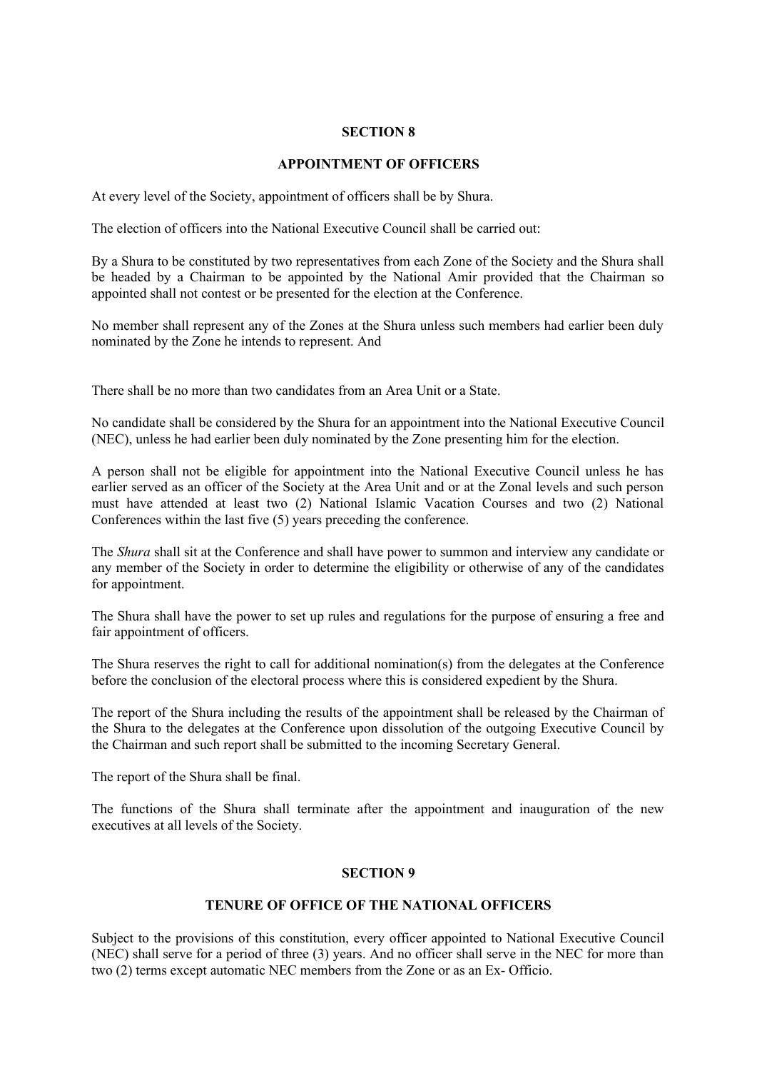## SECTION 8

## APPOINTMENT OF OFFICERS

At every level of the Society, appointment of officers shall be by Shura.

The election of officers into the National Executive Council shall be carried out:

By a Shura to be constituted by two representatives from each Zone of the Society and the Shura shall be headed by a Chairman to be appointed by the National Amir provided that the Chairman so appointed shall not contest or be presented for the election at the Conference.

No member shall represent any of the Zones at the Shura unless such members had earlier been duly nominated by the Zone he intends to represent. And

There shall be no more than two candidates from an Area Unit or a State.

No candidate shall be considered by the Shura for an appointment into the National Executive Council (NEC), unless he had earlier been duly nominated by the Zone presenting him for the election.

A person shall not be eligible for appointment into the National Executive Council unless he has earlier served as an officer of the Society at the Area Unit and or at the Zonal levels and such person must have attended at least two (2) National Islamic Vacation Courses and two (2) National Conferences within the last five (5) years preceding the conference.

The *Shura* shall sit at the Conference and shall have power to summon and interview any candidate or any member of the Society in order to determine the eligibility or otherwise of any of the candidates for appointment.

The Shura shall have the power to set up rules and regulations for the purpose of ensuring a free and fair appointment of officers.

The Shura reserves the right to call for additional nomination(s) from the delegates at the Conference before the conclusion of the electoral process where this is considered expedient by the Shura.

The report of the Shura including the results of the appointment shall be released by the Chairman of the Shura to the delegates at the Conference upon dissolution of the outgoing Executive Council by the Chairman and such report shall be submitted to the incoming Secretary General.

The report of the Shura shall be final.

The functions of the Shura shall terminate after the appointment and inauguration of the new executives at all levels of the Society.

## SECTION 9

## TENURE OF OFFICE OF THE NATIONAL OFFICERS

Subject to the provisions of this constitution, every officer appointed to National Executive Council (NEC) shall serve for a period of three (3) years. And no officer shall serve in the NEC for more than two (2) terms except automatic NEC members from the Zone or as an Ex- Officio.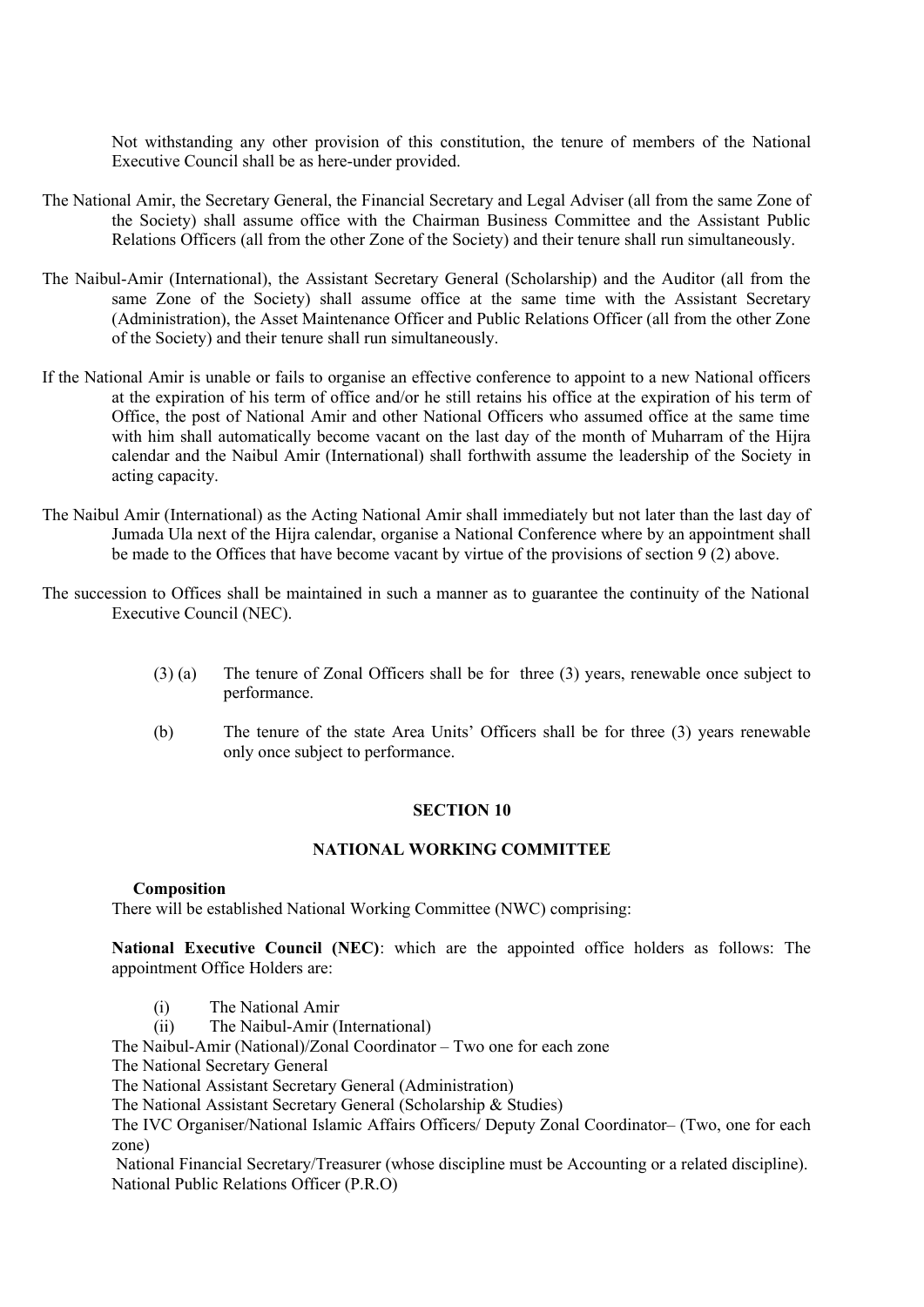Not withstanding any other provision of this constitution, the tenure of members of the National Executive Council shall be as here-under provided.

The National Amir, the Secretary General, the Financial Secretary and Legal Adviser (all from the same Zone of the Society) shall assume office with the Chairman Business Committee and the Assistant Public Relations Officers (all from the other Zone of the Society) and their tenure shall run simultaneously.

The Naibul-Amir (International), the Assistant Secretary General (Scholarship) and the Auditor (all from the same Zone of the Society) shall assume office at the same time with the Assistant Secretary (Administration), the Asset Maintenance Officer and Public Relations Officer (all from the other Zone of the Society) and their tenure shall run simultaneously.

If the National Amir is unable or fails to organise an effective conference to appoint to a new National officers at the expiration of his term of office and/or he still retains his office at the expiration of his term of Office, the post of National Amir and other National Officers who assumed office at the same time with him shall automatically become vacant on the last day of the month of Muharram of the Hijra calendar and the Naibul Amir (International) shall forthwith assume the leadership of the Society in acting capacity.

The Naibul Amir (International) as the Acting National Amir shall immediately but not later than the last day of Jumada Ula next of the Hijra calendar, organise a National Conference where by an appointment shall be made to the Offices that have become vacant by virtue of the provisions of section 9 (2) above.

The succession to Offices shall be maintained in such a manner as to guarantee the continuity of the National Executive Council (NEC).

(3) (a) The tenure of Zonal Officers shall be for three (3) years, renewable once subject to performance.

(b) The tenure of the state Area Units' Officers shall be for three (3) years renewable only once subject to performance.

## SECTION 10

## NATIONAL WORKING COMMITTEE

**Composition**

There will be established National Working Committee (NWC) comprising:

**National Executive Council (NEC)**: which are the appointed office holders as follows: The appointment Office Holders are:

(i) The National Amir
(ii) The Naibul-Amir (International)

The Naibul-Amir (National)/Zonal Coordinator – Two one for each zone
The National Secretary General
The National Assistant Secretary General (Administration)
The National Assistant Secretary General (Scholarship & Studies)
The IVC Organiser/National Islamic Affairs Officers/ Deputy Zonal Coordinator– (Two, one for each zone)
National Financial Secretary/Treasurer (whose discipline must be Accounting or a related discipline).
National Public Relations Officer (P.R.O)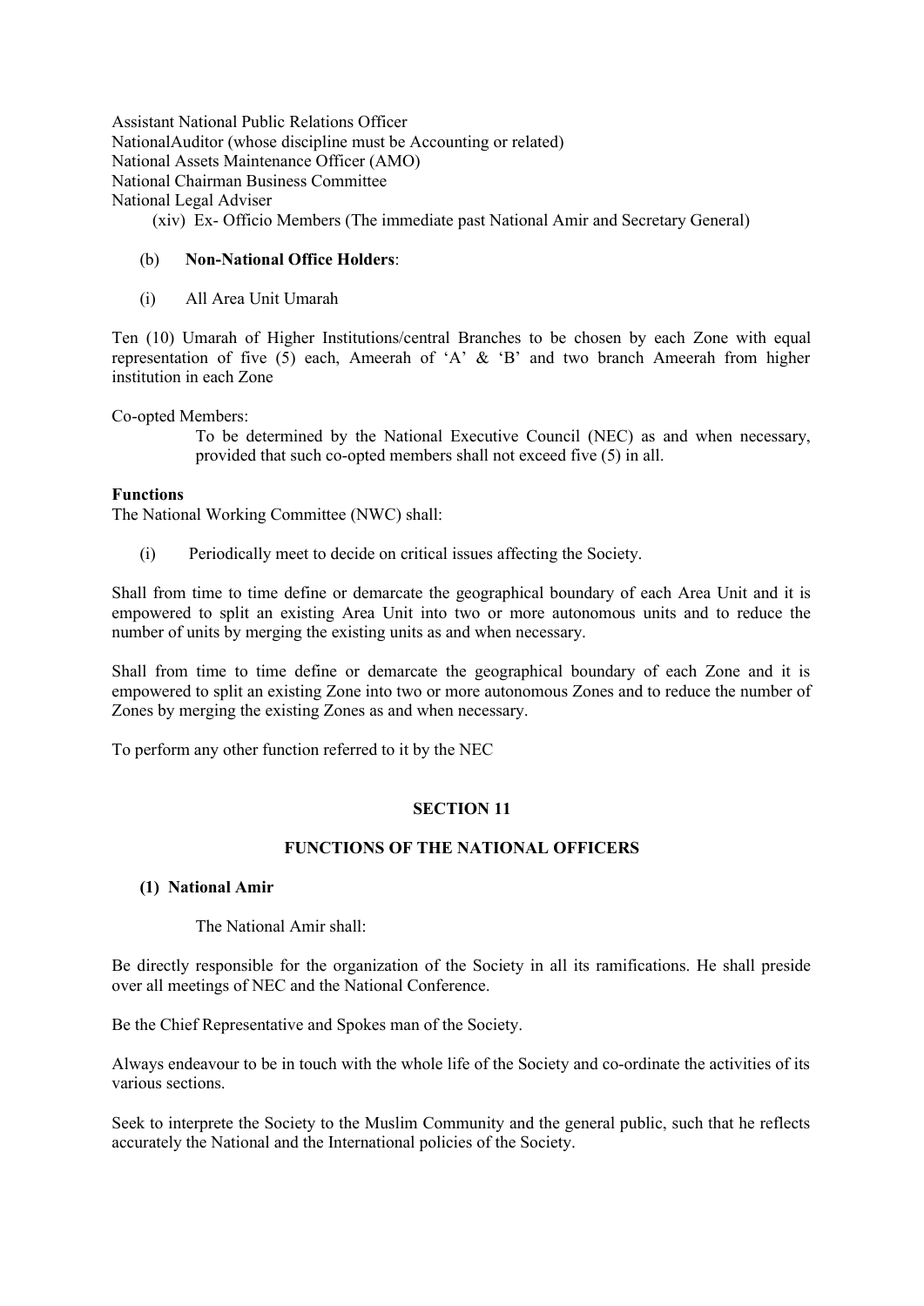Assistant National Public Relations Officer
NationalAuditor (whose discipline must be Accounting or related)
National Assets Maintenance Officer (AMO)
National Chairman Business Committee
National Legal Adviser

(xiv) Ex- Officio Members (The immediate past National Amir and Secretary General)

(b) **Non-National Office Holders**:

(i) All Area Unit Umarah

Ten (10) Umarah of Higher Institutions/central Branches to be chosen by each Zone with equal representation of five (5) each, Ameerah of 'A' & 'B' and two branch Ameerah from higher institution in each Zone

Co-opted Members:

To be determined by the National Executive Council (NEC) as and when necessary, provided that such co-opted members shall not exceed five (5) in all.

**Functions**

The National Working Committee (NWC) shall:

(i) Periodically meet to decide on critical issues affecting the Society.

Shall from time to time define or demarcate the geographical boundary of each Area Unit and it is empowered to split an existing Area Unit into two or more autonomous units and to reduce the number of units by merging the existing units as and when necessary.

Shall from time to time define or demarcate the geographical boundary of each Zone and it is empowered to split an existing Zone into two or more autonomous Zones and to reduce the number of Zones by merging the existing Zones as and when necessary.

To perform any other function referred to it by the NEC

## SECTION 11

## FUNCTIONS OF THE NATIONAL OFFICERS

**(1) National Amir**

The National Amir shall:

Be directly responsible for the organization of the Society in all its ramifications. He shall preside over all meetings of NEC and the National Conference.

Be the Chief Representative and Spokes man of the Society.

Always endeavour to be in touch with the whole life of the Society and co-ordinate the activities of its various sections.

Seek to interprete the Society to the Muslim Community and the general public, such that he reflects accurately the National and the International policies of the Society.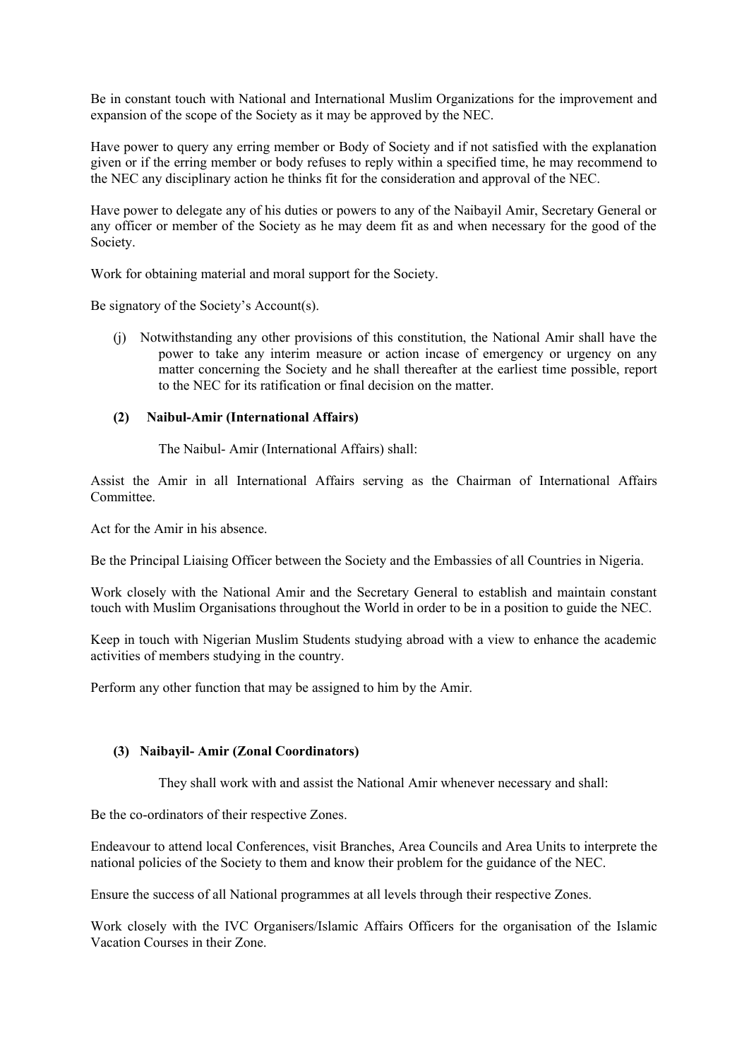Be in constant touch with National and International Muslim Organizations for the improvement and expansion of the scope of the Society as it may be approved by the NEC.

Have power to query any erring member or Body of Society and if not satisfied with the explanation given or if the erring member or body refuses to reply within a specified time, he may recommend to the NEC any disciplinary action he thinks fit for the consideration and approval of the NEC.

Have power to delegate any of his duties or powers to any of the Naibayil Amir, Secretary General or any officer or member of the Society as he may deem fit as and when necessary for the good of the Society.

Work for obtaining material and moral support for the Society.

Be signatory of the Society's Account(s).

(j) Notwithstanding any other provisions of this constitution, the National Amir shall have the power to take any interim measure or action incase of emergency or urgency on any matter concerning the Society and he shall thereafter at the earliest time possible, report to the NEC for its ratification or final decision on the matter.

**(2) Naibul-Amir (International Affairs)**

The Naibul- Amir (International Affairs) shall:

Assist the Amir in all International Affairs serving as the Chairman of International Affairs Committee.

Act for the Amir in his absence.

Be the Principal Liaising Officer between the Society and the Embassies of all Countries in Nigeria.

Work closely with the National Amir and the Secretary General to establish and maintain constant touch with Muslim Organisations throughout the World in order to be in a position to guide the NEC.

Keep in touch with Nigerian Muslim Students studying abroad with a view to enhance the academic activities of members studying in the country.

Perform any other function that may be assigned to him by the Amir.

**(3) Naibayil- Amir (Zonal Coordinators)**

They shall work with and assist the National Amir whenever necessary and shall:

Be the co-ordinators of their respective Zones.

Endeavour to attend local Conferences, visit Branches, Area Councils and Area Units to interprete the national policies of the Society to them and know their problem for the guidance of the NEC.

Ensure the success of all National programmes at all levels through their respective Zones.

Work closely with the IVC Organisers/Islamic Affairs Officers for the organisation of the Islamic Vacation Courses in their Zone.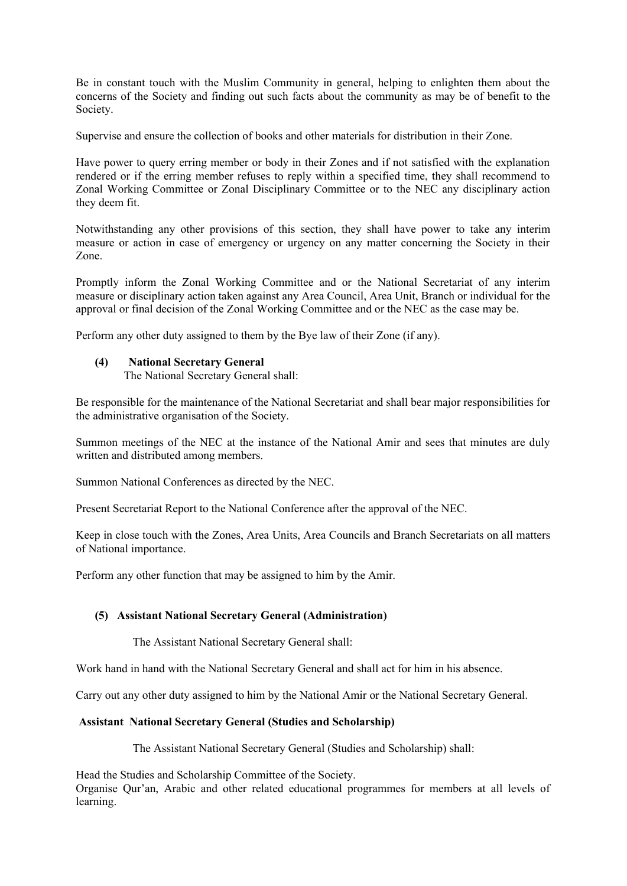Be in constant touch with the Muslim Community in general, helping to enlighten them about the concerns of the Society and finding out such facts about the community as may be of benefit to the Society.

Supervise and ensure the collection of books and other materials for distribution in their Zone.

Have power to query erring member or body in their Zones and if not satisfied with the explanation rendered or if the erring member refuses to reply within a specified time, they shall recommend to Zonal Working Committee or Zonal Disciplinary Committee or to the NEC any disciplinary action they deem fit.

Notwithstanding any other provisions of this section, they shall have power to take any interim measure or action in case of emergency or urgency on any matter concerning the Society in their Zone.

Promptly inform the Zonal Working Committee and or the National Secretariat of any interim measure or disciplinary action taken against any Area Council, Area Unit, Branch or individual for the approval or final decision of the Zonal Working Committee and or the NEC as the case may be.

Perform any other duty assigned to them by the Bye law of their Zone (if any).

**(4) National Secretary General**

The National Secretary General shall:

Be responsible for the maintenance of the National Secretariat and shall bear major responsibilities for the administrative organisation of the Society.

Summon meetings of the NEC at the instance of the National Amir and sees that minutes are duly written and distributed among members.

Summon National Conferences as directed by the NEC.

Present Secretariat Report to the National Conference after the approval of the NEC.

Keep in close touch with the Zones, Area Units, Area Councils and Branch Secretariats on all matters of National importance.

Perform any other function that may be assigned to him by the Amir.

**(5) Assistant National Secretary General (Administration)**

The Assistant National Secretary General shall:

Work hand in hand with the National Secretary General and shall act for him in his absence.

Carry out any other duty assigned to him by the National Amir or the National Secretary General.

**Assistant National Secretary General (Studies and Scholarship)**

The Assistant National Secretary General (Studies and Scholarship) shall:

Head the Studies and Scholarship Committee of the Society.
Organise Qur'an, Arabic and other related educational programmes for members at all levels of learning.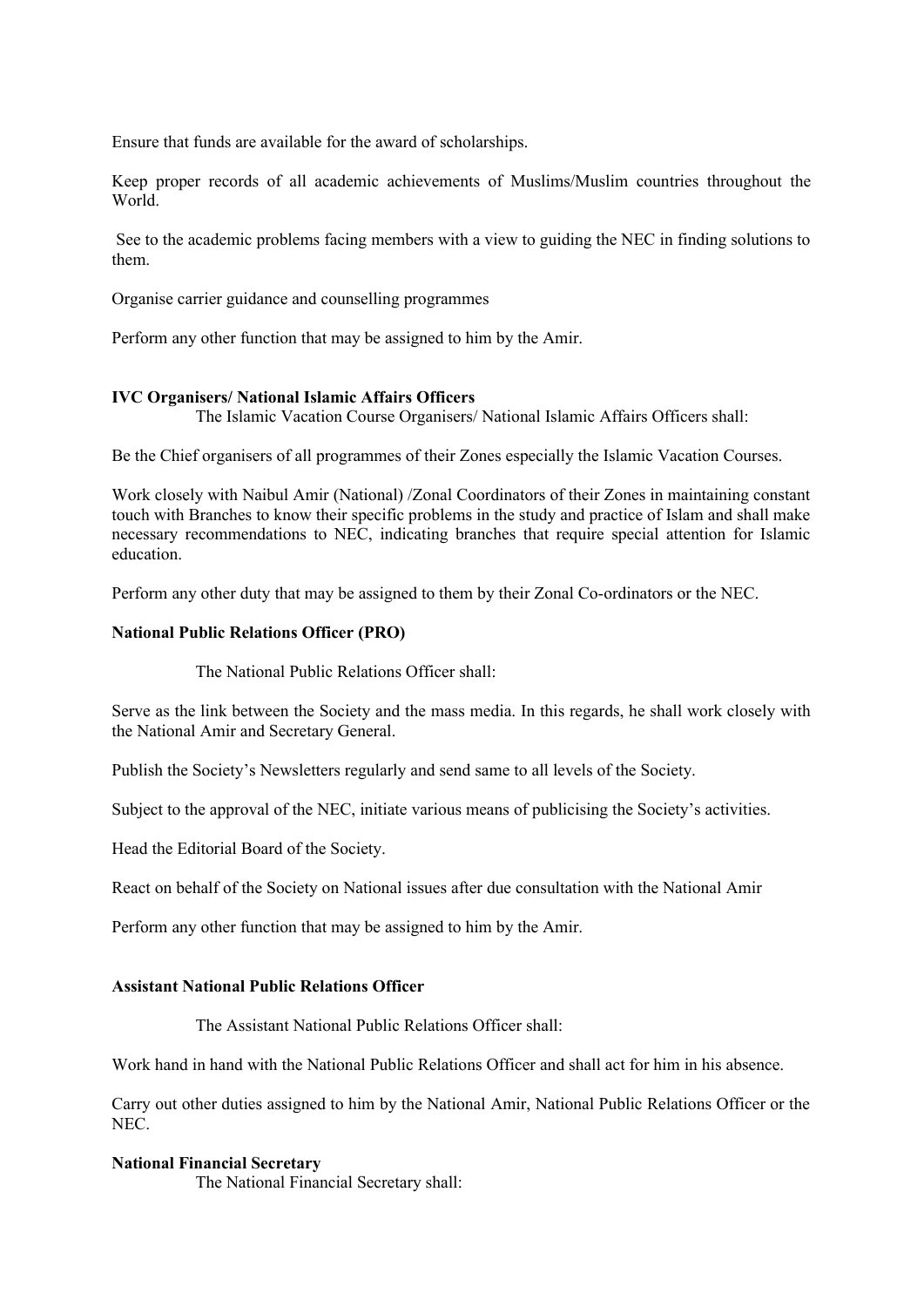Ensure that funds are available for the award of scholarships.

Keep proper records of all academic achievements of Muslims/Muslim countries throughout the World.

See to the academic problems facing members with a view to guiding the NEC in finding solutions to them.

Organise carrier guidance and counselling programmes

Perform any other function that may be assigned to him by the Amir.

**IVC Organisers/ National Islamic Affairs Officers**

The Islamic Vacation Course Organisers/ National Islamic Affairs Officers shall:

Be the Chief organisers of all programmes of their Zones especially the Islamic Vacation Courses.

Work closely with Naibul Amir (National) /Zonal Coordinators of their Zones in maintaining constant touch with Branches to know their specific problems in the study and practice of Islam and shall make necessary recommendations to NEC, indicating branches that require special attention for Islamic education.

Perform any other duty that may be assigned to them by their Zonal Co-ordinators or the NEC.

**National Public Relations Officer (PRO)**

The National Public Relations Officer shall:

Serve as the link between the Society and the mass media. In this regards, he shall work closely with the National Amir and Secretary General.

Publish the Society's Newsletters regularly and send same to all levels of the Society.

Subject to the approval of the NEC, initiate various means of publicising the Society's activities.

Head the Editorial Board of the Society.

React on behalf of the Society on National issues after due consultation with the National Amir

Perform any other function that may be assigned to him by the Amir.

**Assistant National Public Relations Officer**

The Assistant National Public Relations Officer shall:

Work hand in hand with the National Public Relations Officer and shall act for him in his absence.

Carry out other duties assigned to him by the National Amir, National Public Relations Officer or the NEC.

**National Financial Secretary**

The National Financial Secretary shall: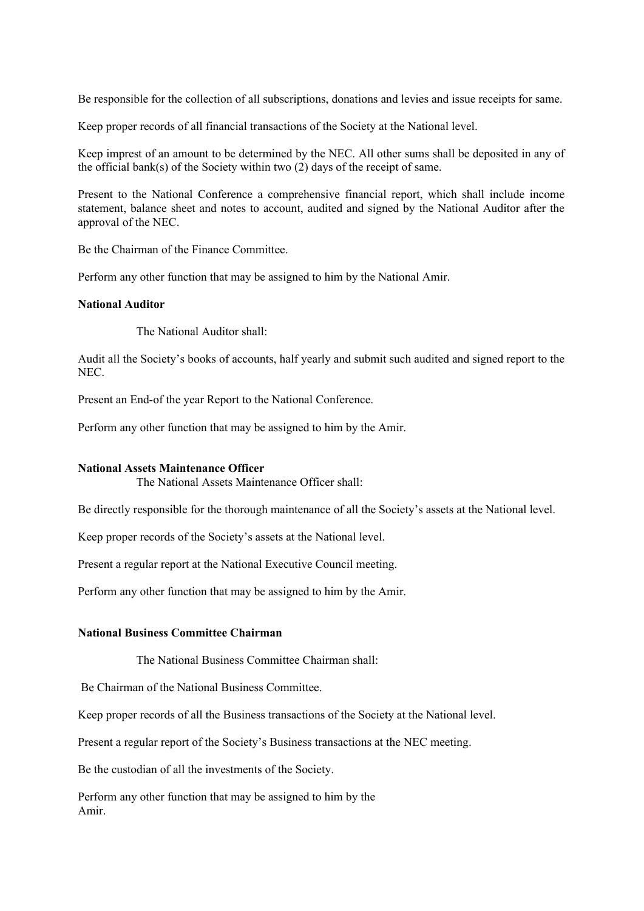Be responsible for the collection of all subscriptions, donations and levies and issue receipts for same.

Keep proper records of all financial transactions of the Society at the National level.

Keep imprest of an amount to be determined by the NEC. All other sums shall be deposited in any of the official bank(s) of the Society within two (2) days of the receipt of same.

Present to the National Conference a comprehensive financial report, which shall include income statement, balance sheet and notes to account, audited and signed by the National Auditor after the approval of the NEC.

Be the Chairman of the Finance Committee.

Perform any other function that may be assigned to him by the National Amir.

**National Auditor**

The National Auditor shall:

Audit all the Society's books of accounts, half yearly and submit such audited and signed report to the NEC.

Present an End-of the year Report to the National Conference.

Perform any other function that may be assigned to him by the Amir.

**National Assets Maintenance Officer**

The National Assets Maintenance Officer shall:

Be directly responsible for the thorough maintenance of all the Society's assets at the National level.

Keep proper records of the Society's assets at the National level.

Present a regular report at the National Executive Council meeting.

Perform any other function that may be assigned to him by the Amir.

**National Business Committee Chairman**

The National Business Committee Chairman shall:

Be Chairman of the National Business Committee.

Keep proper records of all the Business transactions of the Society at the National level.

Present a regular report of the Society's Business transactions at the NEC meeting.

Be the custodian of all the investments of the Society.

Perform any other function that may be assigned to him by the Amir.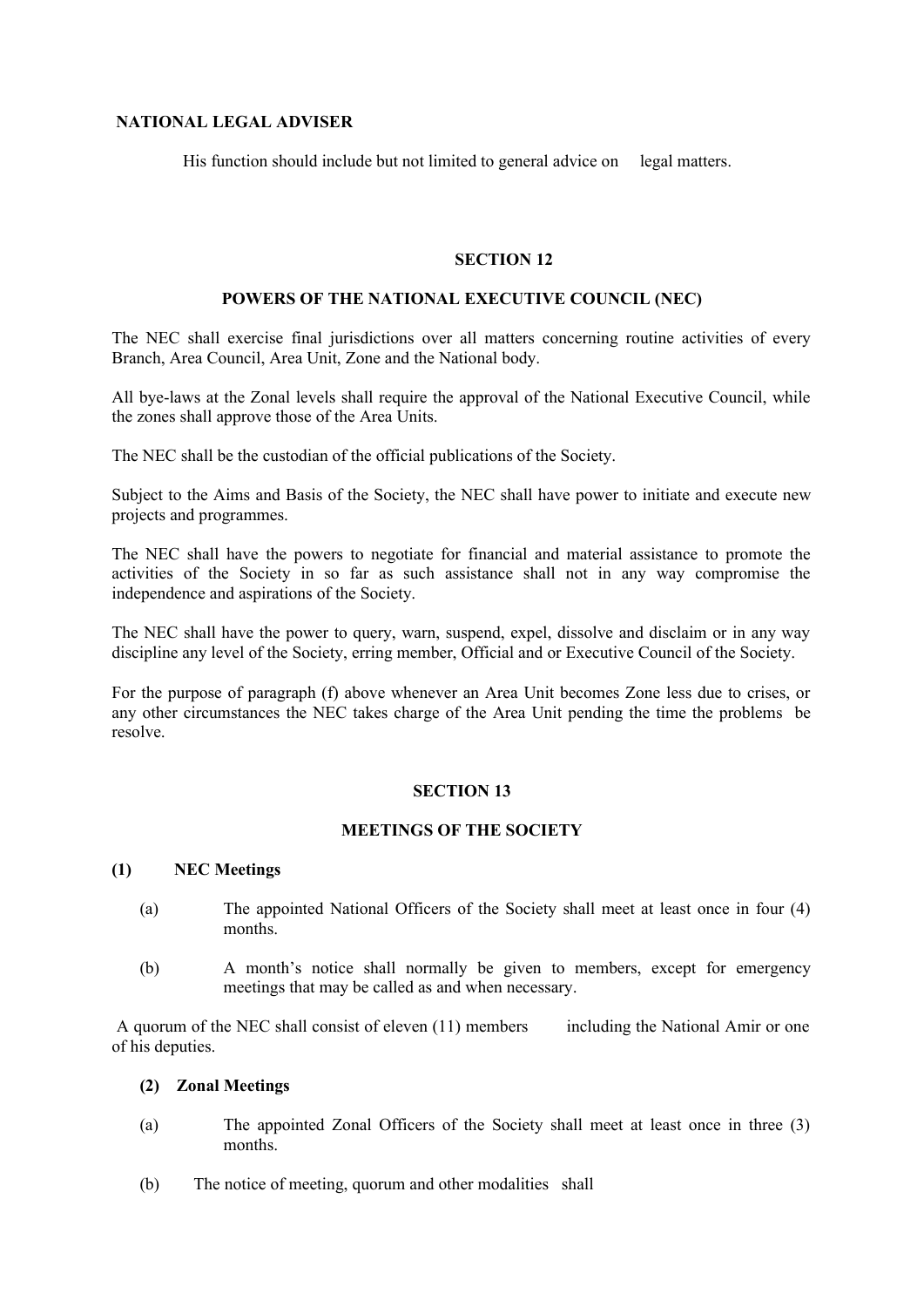**NATIONAL LEGAL ADVISER**

His function should include but not limited to general advice on legal matters.

## SECTION 12

## POWERS OF THE NATIONAL EXECUTIVE COUNCIL (NEC)

The NEC shall exercise final jurisdictions over all matters concerning routine activities of every Branch, Area Council, Area Unit, Zone and the National body.

All bye-laws at the Zonal levels shall require the approval of the National Executive Council, while the zones shall approve those of the Area Units.

The NEC shall be the custodian of the official publications of the Society.

Subject to the Aims and Basis of the Society, the NEC shall have power to initiate and execute new projects and programmes.

The NEC shall have the powers to negotiate for financial and material assistance to promote the activities of the Society in so far as such assistance shall not in any way compromise the independence and aspirations of the Society.

The NEC shall have the power to query, warn, suspend, expel, dissolve and disclaim or in any way discipline any level of the Society, erring member, Official and or Executive Council of the Society.

For the purpose of paragraph (f) above whenever an Area Unit becomes Zone less due to crises, or any other circumstances the NEC takes charge of the Area Unit pending the time the problems be resolve.

## SECTION 13

## MEETINGS OF THE SOCIETY

**(1) NEC Meetings**

(a) The appointed National Officers of the Society shall meet at least once in four (4) months.

(b) A month's notice shall normally be given to members, except for emergency meetings that may be called as and when necessary.

A quorum of the NEC shall consist of eleven (11) members including the National Amir or one of his deputies.

**(2) Zonal Meetings**

(a) The appointed Zonal Officers of the Society shall meet at least once in three (3) months.

(b) The notice of meeting, quorum and other modalities shall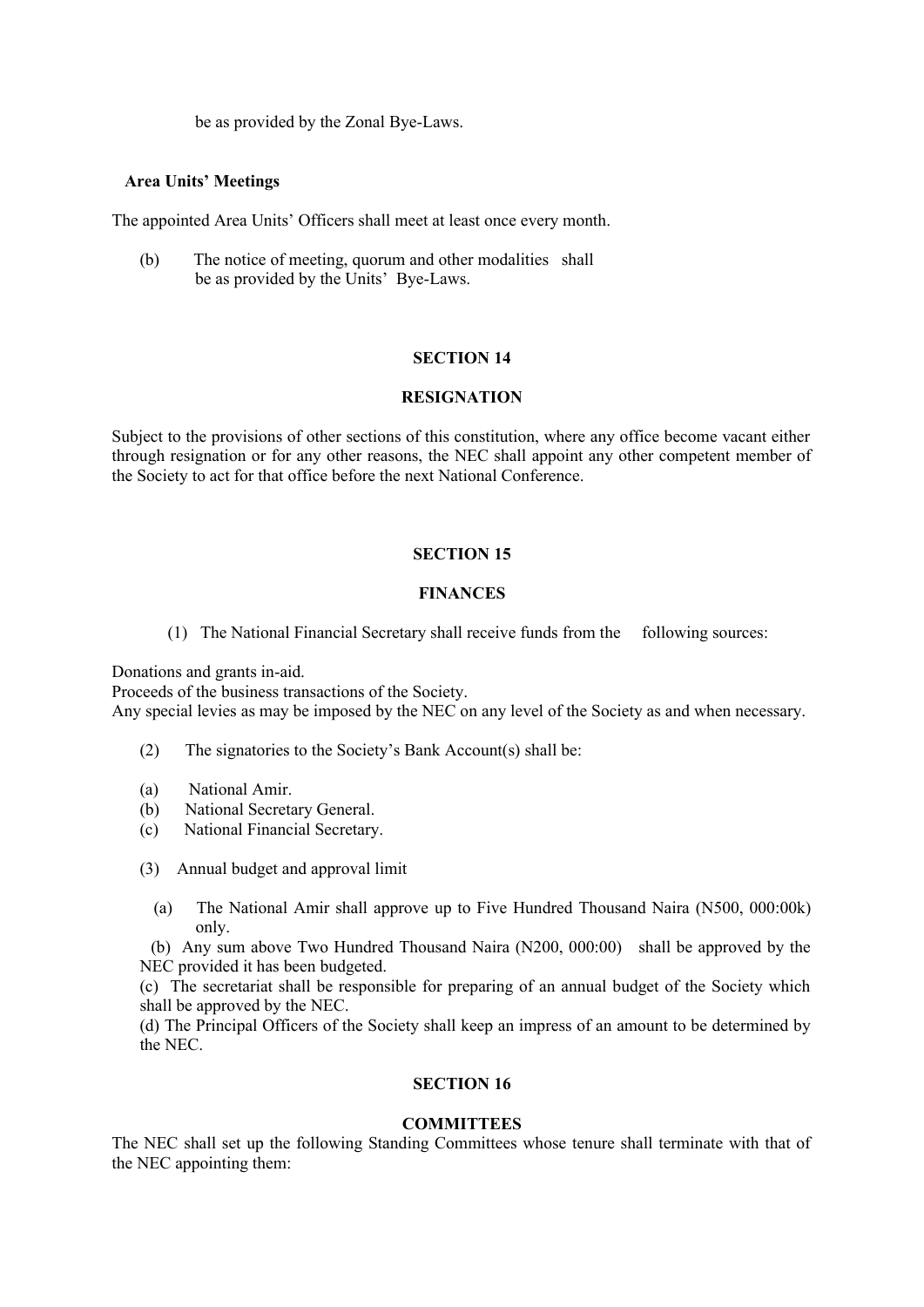be as provided by the Zonal Bye-Laws.

**Area Units' Meetings**

The appointed Area Units' Officers shall meet at least once every month.

(b) The notice of meeting, quorum and other modalities shall be as provided by the Units' Bye-Laws.

## SECTION 14

## RESIGNATION

Subject to the provisions of other sections of this constitution, where any office become vacant either through resignation or for any other reasons, the NEC shall appoint any other competent member of the Society to act for that office before the next National Conference.

## SECTION 15

## FINANCES

(1) The National Financial Secretary shall receive funds from the following sources:

Donations and grants in-aid.
Proceeds of the business transactions of the Society.
Any special levies as may be imposed by the NEC on any level of the Society as and when necessary.

(2) The signatories to the Society's Bank Account(s) shall be:

(a) National Amir.
(b) National Secretary General.
(c) National Financial Secretary.

(3) Annual budget and approval limit

(a) The National Amir shall approve up to Five Hundred Thousand Naira (N500, 000:00k) only.

(b) Any sum above Two Hundred Thousand Naira (N200, 000:00) shall be approved by the NEC provided it has been budgeted.

(c) The secretariat shall be responsible for preparing of an annual budget of the Society which shall be approved by the NEC.

(d) The Principal Officers of the Society shall keep an impress of an amount to be determined by the NEC.

## SECTION 16

## COMMITTEES

The NEC shall set up the following Standing Committees whose tenure shall terminate with that of the NEC appointing them: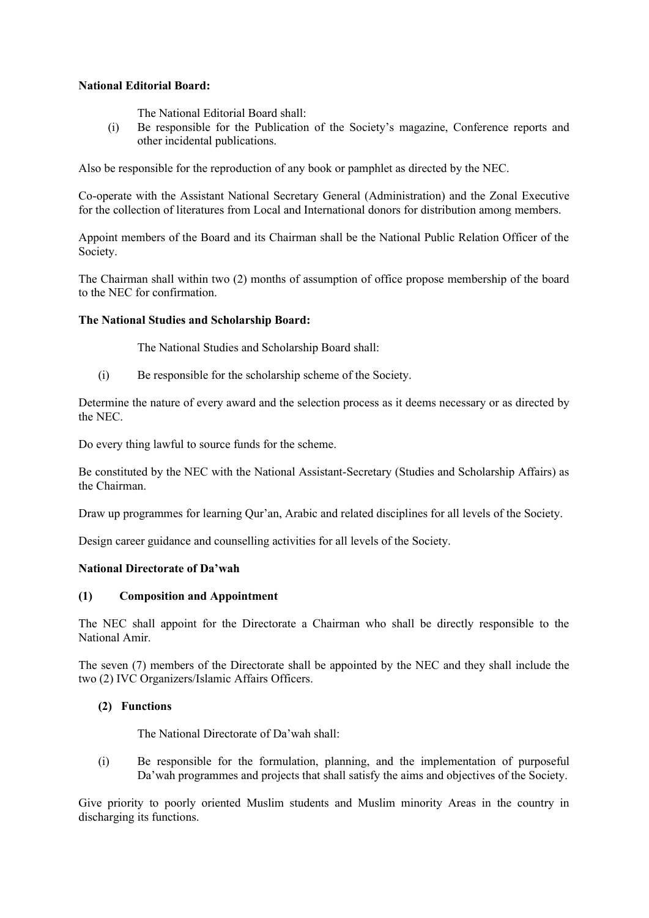**National Editorial Board:**

The National Editorial Board shall:

(i) Be responsible for the Publication of the Society's magazine, Conference reports and other incidental publications.

Also be responsible for the reproduction of any book or pamphlet as directed by the NEC.

Co-operate with the Assistant National Secretary General (Administration) and the Zonal Executive for the collection of literatures from Local and International donors for distribution among members.

Appoint members of the Board and its Chairman shall be the National Public Relation Officer of the Society.

The Chairman shall within two (2) months of assumption of office propose membership of the board to the NEC for confirmation.

**The National Studies and Scholarship Board:**

The National Studies and Scholarship Board shall:

(i) Be responsible for the scholarship scheme of the Society.

Determine the nature of every award and the selection process as it deems necessary or as directed by the NEC.

Do every thing lawful to source funds for the scheme.

Be constituted by the NEC with the National Assistant-Secretary (Studies and Scholarship Affairs) as the Chairman.

Draw up programmes for learning Qur'an, Arabic and related disciplines for all levels of the Society.

Design career guidance and counselling activities for all levels of the Society.

**National Directorate of Da'wah**

**(1) Composition and Appointment**

The NEC shall appoint for the Directorate a Chairman who shall be directly responsible to the National Amir.

The seven (7) members of the Directorate shall be appointed by the NEC and they shall include the two (2) IVC Organizers/Islamic Affairs Officers.

**(2) Functions**

The National Directorate of Da'wah shall:

(i) Be responsible for the formulation, planning, and the implementation of purposeful Da'wah programmes and projects that shall satisfy the aims and objectives of the Society.

Give priority to poorly oriented Muslim students and Muslim minority Areas in the country in discharging its functions.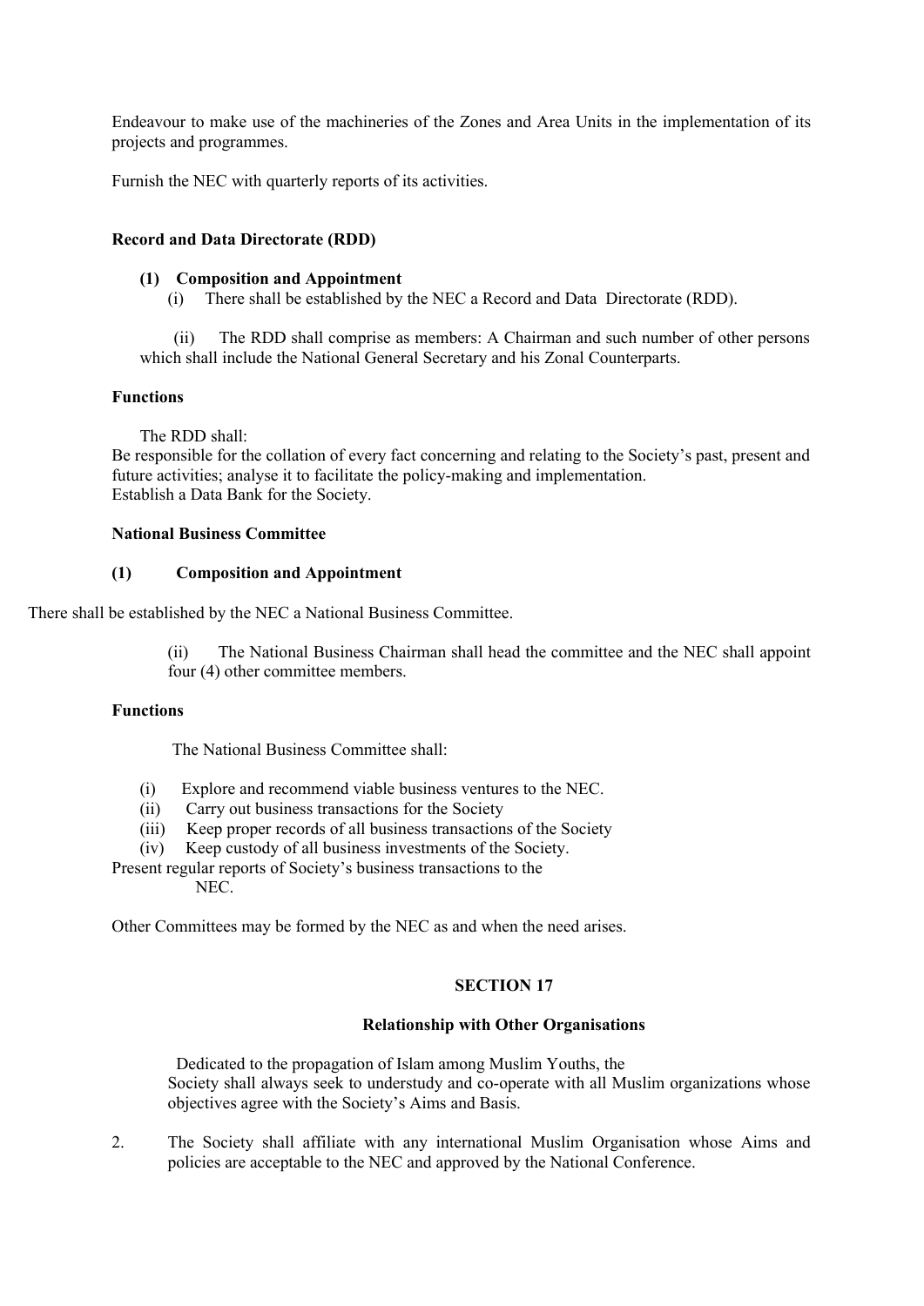Endeavour to make use of the machineries of the Zones and Area Units in the implementation of its projects and programmes.

Furnish the NEC with quarterly reports of its activities.

**Record and Data Directorate (RDD)**

**(1) Composition and Appointment**

(i) There shall be established by the NEC a Record and Data Directorate (RDD).

(ii) The RDD shall comprise as members: A Chairman and such number of other persons which shall include the National General Secretary and his Zonal Counterparts.

**Functions**

The RDD shall:

Be responsible for the collation of every fact concerning and relating to the Society's past, present and future activities; analyse it to facilitate the policy-making and implementation.

Establish a Data Bank for the Society.

**National Business Committee**

**(1) Composition and Appointment**

There shall be established by the NEC a National Business Committee.

(ii) The National Business Chairman shall head the committee and the NEC shall appoint four (4) other committee members.

**Functions**

The National Business Committee shall:

(i) Explore and recommend viable business ventures to the NEC.
(ii) Carry out business transactions for the Society
(iii) Keep proper records of all business transactions of the Society
(iv) Keep custody of all business investments of the Society.

Present regular reports of Society's business transactions to the NEC.

Other Committees may be formed by the NEC as and when the need arises.

## SECTION 17

### Relationship with Other Organisations

Dedicated to the propagation of Islam among Muslim Youths, the Society shall always seek to understudy and co-operate with all Muslim organizations whose objectives agree with the Society's Aims and Basis.

2. The Society shall affiliate with any international Muslim Organisation whose Aims and policies are acceptable to the NEC and approved by the National Conference.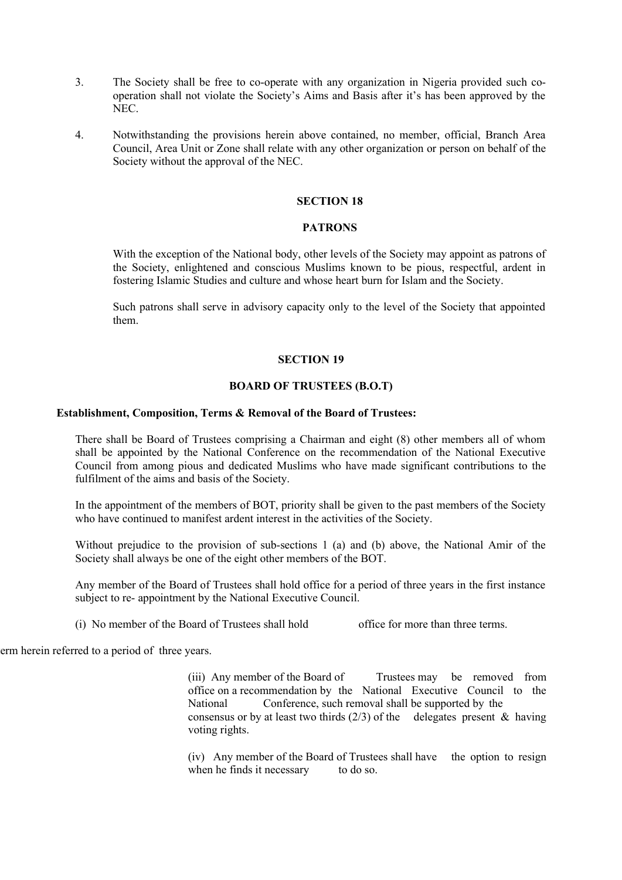3. The Society shall be free to co-operate with any organization in Nigeria provided such co-operation shall not violate the Society's Aims and Basis after it's has been approved by the NEC.

4. Notwithstanding the provisions herein above contained, no member, official, Branch Area Council, Area Unit or Zone shall relate with any other organization or person on behalf of the Society without the approval of the NEC.

## SECTION 18

## PATRONS

With the exception of the National body, other levels of the Society may appoint as patrons of the Society, enlightened and conscious Muslims known to be pious, respectful, ardent in fostering Islamic Studies and culture and whose heart burn for Islam and the Society.

Such patrons shall serve in advisory capacity only to the level of the Society that appointed them.

## SECTION 19

## BOARD OF TRUSTEES (B.O.T)

**Establishment, Composition, Terms & Removal of the Board of Trustees:**

There shall be Board of Trustees comprising a Chairman and eight (8) other members all of whom shall be appointed by the National Conference on the recommendation of the National Executive Council from among pious and dedicated Muslims who have made significant contributions to the fulfilment of the aims and basis of the Society.

In the appointment of the members of BOT, priority shall be given to the past members of the Society who have continued to manifest ardent interest in the activities of the Society.

Without prejudice to the provision of sub-sections 1 (a) and (b) above, the National Amir of the Society shall always be one of the eight other members of the BOT.

Any member of the Board of Trustees shall hold office for a period of three years in the first instance subject to re- appointment by the National Executive Council.

(i) No member of the Board of Trustees shall hold office for more than three terms.

erm herein referred to a period of three years.

(iii) Any member of the Board of Trustees may be removed from office on a recommendation by the National Executive Council to the National Conference, such removal shall be supported by the consensus or by at least two thirds (2/3) of the delegates present & having voting rights.

(iv) Any member of the Board of Trustees shall have the option to resign when he finds it necessary to do so.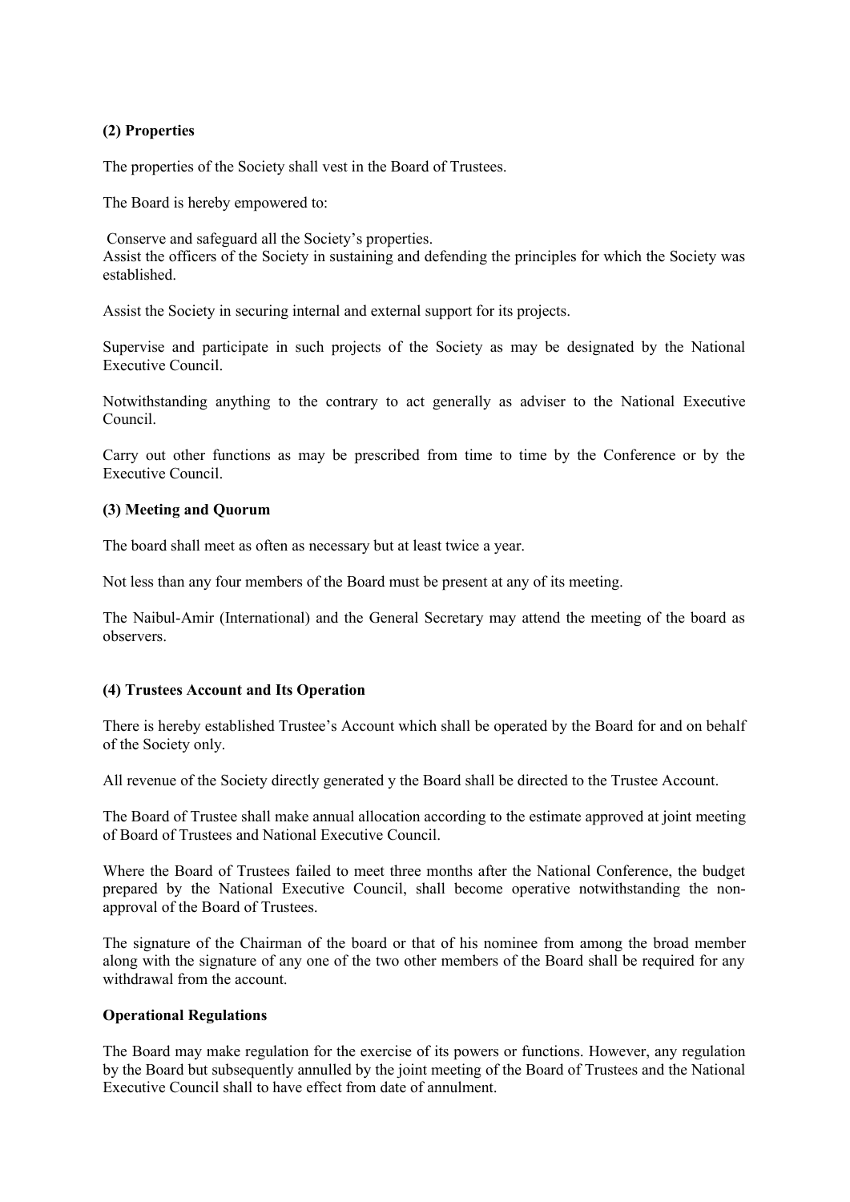**(2) Properties**

The properties of the Society shall vest in the Board of Trustees.

The Board is hereby empowered to:

Conserve and safeguard all the Society's properties.
Assist the officers of the Society in sustaining and defending the principles for which the Society was established.

Assist the Society in securing internal and external support for its projects.

Supervise and participate in such projects of the Society as may be designated by the National Executive Council.

Notwithstanding anything to the contrary to act generally as adviser to the National Executive Council.

Carry out other functions as may be prescribed from time to time by the Conference or by the Executive Council.

**(3) Meeting and Quorum**

The board shall meet as often as necessary but at least twice a year.

Not less than any four members of the Board must be present at any of its meeting.

The Naibul-Amir (International) and the General Secretary may attend the meeting of the board as observers.

**(4) Trustees Account and Its Operation**

There is hereby established Trustee's Account which shall be operated by the Board for and on behalf of the Society only.

All revenue of the Society directly generated y the Board shall be directed to the Trustee Account.

The Board of Trustee shall make annual allocation according to the estimate approved at joint meeting of Board of Trustees and National Executive Council.

Where the Board of Trustees failed to meet three months after the National Conference, the budget prepared by the National Executive Council, shall become operative notwithstanding the non-approval of the Board of Trustees.

The signature of the Chairman of the board or that of his nominee from among the broad member along with the signature of any one of the two other members of the Board shall be required for any withdrawal from the account.

**Operational Regulations**

The Board may make regulation for the exercise of its powers or functions. However, any regulation by the Board but subsequently annulled by the joint meeting of the Board of Trustees and the National Executive Council shall to have effect from date of annulment.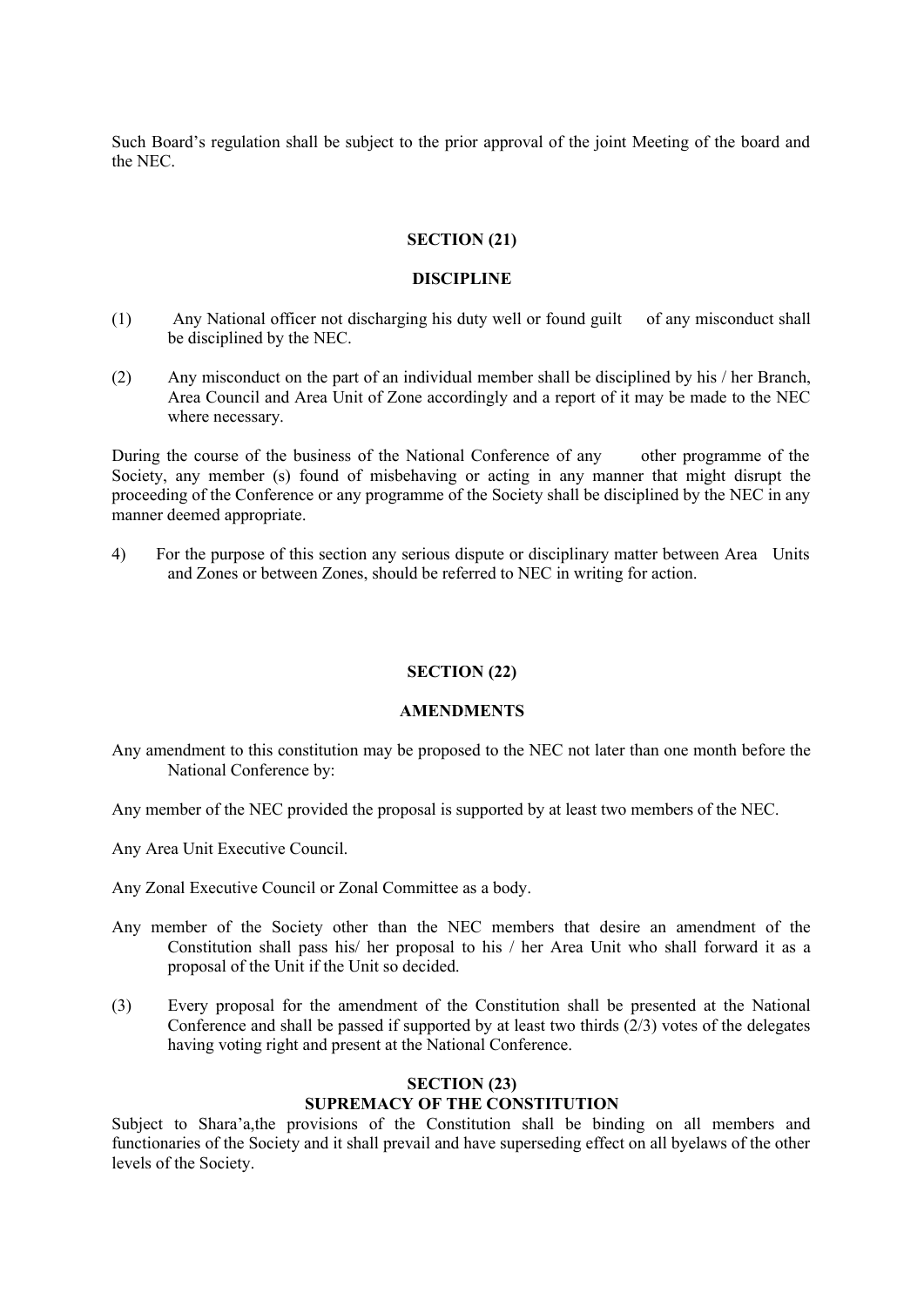Such Board's regulation shall be subject to the prior approval of the joint Meeting of the board and the NEC.

## SECTION (21)

## DISCIPLINE

(1) Any National officer not discharging his duty well or found guilt of any misconduct shall be disciplined by the NEC.

(2) Any misconduct on the part of an individual member shall be disciplined by his / her Branch, Area Council and Area Unit of Zone accordingly and a report of it may be made to the NEC where necessary.

During the course of the business of the National Conference of any other programme of the Society, any member (s) found of misbehaving or acting in any manner that might disrupt the proceeding of the Conference or any programme of the Society shall be disciplined by the NEC in any manner deemed appropriate.

4) For the purpose of this section any serious dispute or disciplinary matter between Area Units and Zones or between Zones, should be referred to NEC in writing for action.

## SECTION (22)

## AMENDMENTS

Any amendment to this constitution may be proposed to the NEC not later than one month before the National Conference by:

Any member of the NEC provided the proposal is supported by at least two members of the NEC.

Any Area Unit Executive Council.

Any Zonal Executive Council or Zonal Committee as a body.

Any member of the Society other than the NEC members that desire an amendment of the Constitution shall pass his/ her proposal to his / her Area Unit who shall forward it as a proposal of the Unit if the Unit so decided.

(3) Every proposal for the amendment of the Constitution shall be presented at the National Conference and shall be passed if supported by at least two thirds (2/3) votes of the delegates having voting right and present at the National Conference.

## SECTION (23)

## SUPREMACY OF THE CONSTITUTION

Subject to Shara'a,the provisions of the Constitution shall be binding on all members and functionaries of the Society and it shall prevail and have superseding effect on all byelaws of the other levels of the Society.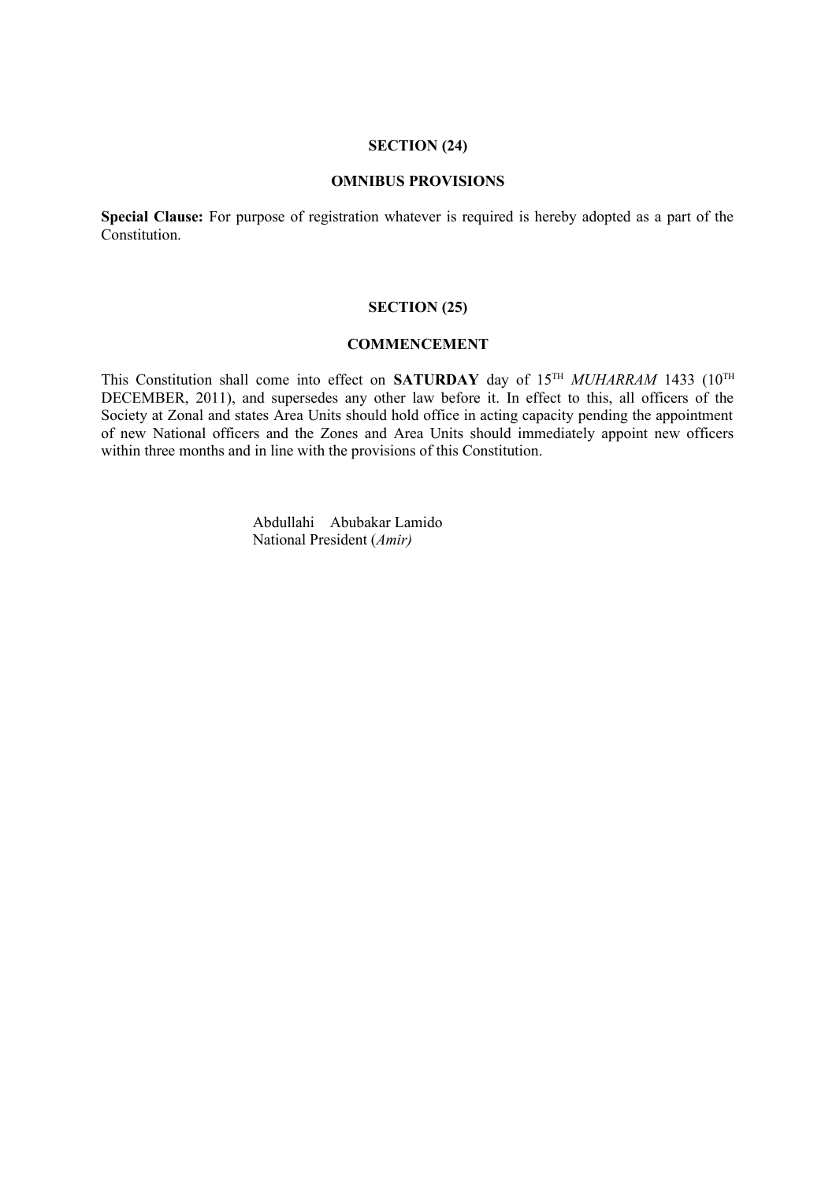## SECTION (24)

## OMNIBUS PROVISIONS

**Special Clause:** For purpose of registration whatever is required is hereby adopted as a part of the Constitution.

## SECTION (25)

## COMMENCEMENT

This Constitution shall come into effect on **SATURDAY** day of 15TH *MUHARRAM* 1433 (10TH DECEMBER, 2011), and supersedes any other law before it. In effect to this, all officers of the Society at Zonal and states Area Units should hold office in acting capacity pending the appointment of new National officers and the Zones and Area Units should immediately appoint new officers within three months and in line with the provisions of this Constitution.

Abdullahi Abubakar Lamido
National President (*Amir)*